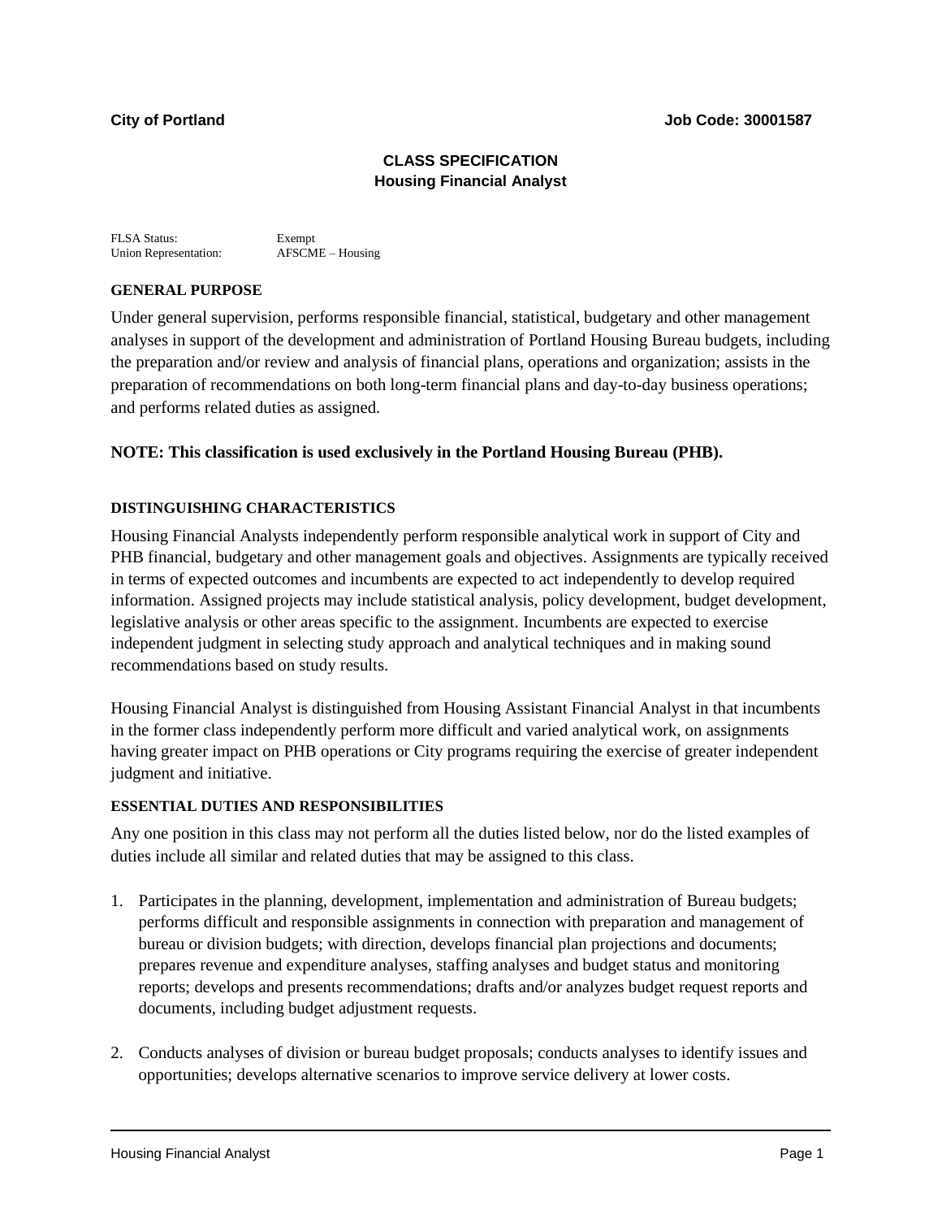**City of Portland** **Job Code: 30001587**

# CLASS SPECIFICATION
## Housing Financial Analyst

FLSA Status: Exempt
Union Representation: AFSCME – Housing

### GENERAL PURPOSE

Under general supervision, performs responsible financial, statistical, budgetary and other management analyses in support of the development and administration of Portland Housing Bureau budgets, including the preparation and/or review and analysis of financial plans, operations and organization; assists in the preparation of recommendations on both long-term financial plans and day-to-day business operations; and performs related duties as assigned.

**NOTE: This classification is used exclusively in the Portland Housing Bureau (PHB).**

### DISTINGUISHING CHARACTERISTICS

Housing Financial Analysts independently perform responsible analytical work in support of City and PHB financial, budgetary and other management goals and objectives. Assignments are typically received in terms of expected outcomes and incumbents are expected to act independently to develop required information. Assigned projects may include statistical analysis, policy development, budget development, legislative analysis or other areas specific to the assignment. Incumbents are expected to exercise independent judgment in selecting study approach and analytical techniques and in making sound recommendations based on study results.

Housing Financial Analyst is distinguished from Housing Assistant Financial Analyst in that incumbents in the former class independently perform more difficult and varied analytical work, on assignments having greater impact on PHB operations or City programs requiring the exercise of greater independent judgment and initiative.

### ESSENTIAL DUTIES AND RESPONSIBILITIES

Any one position in this class may not perform all the duties listed below, nor do the listed examples of duties include all similar and related duties that may be assigned to this class.

1. Participates in the planning, development, implementation and administration of Bureau budgets; performs difficult and responsible assignments in connection with preparation and management of bureau or division budgets; with direction, develops financial plan projections and documents; prepares revenue and expenditure analyses, staffing analyses and budget status and monitoring reports; develops and presents recommendations; drafts and/or analyzes budget request reports and documents, including budget adjustment requests.

2. Conducts analyses of division or bureau budget proposals; conducts analyses to identify issues and opportunities; develops alternative scenarios to improve service delivery at lower costs.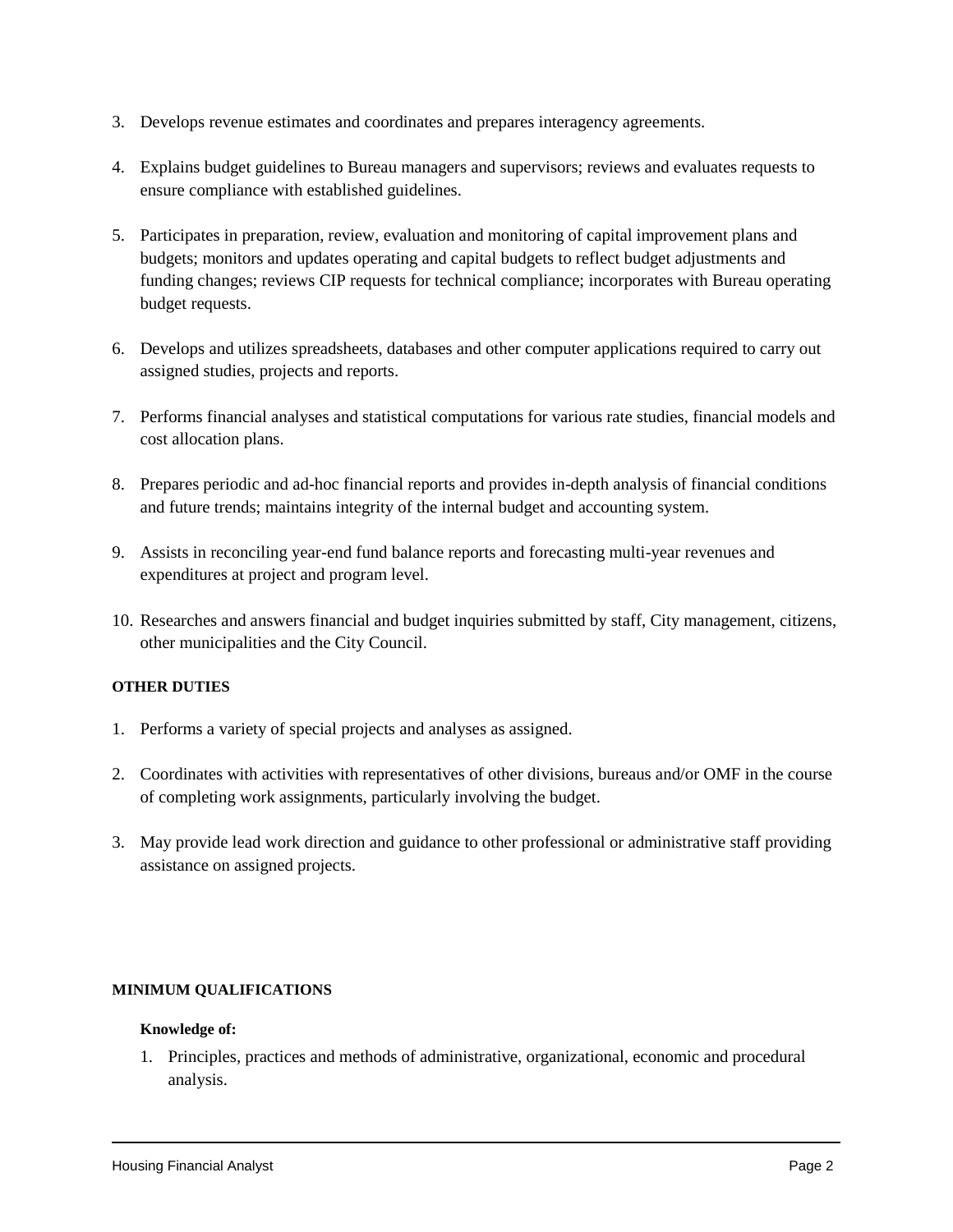3. Develops revenue estimates and coordinates and prepares interagency agreements.

4. Explains budget guidelines to Bureau managers and supervisors; reviews and evaluates requests to ensure compliance with established guidelines.

5. Participates in preparation, review, evaluation and monitoring of capital improvement plans and budgets; monitors and updates operating and capital budgets to reflect budget adjustments and funding changes; reviews CIP requests for technical compliance; incorporates with Bureau operating budget requests.

6. Develops and utilizes spreadsheets, databases and other computer applications required to carry out assigned studies, projects and reports.

7. Performs financial analyses and statistical computations for various rate studies, financial models and cost allocation plans.

8. Prepares periodic and ad-hoc financial reports and provides in-depth analysis of financial conditions and future trends; maintains integrity of the internal budget and accounting system.

9. Assists in reconciling year-end fund balance reports and forecasting multi-year revenues and expenditures at project and program level.

10. Researches and answers financial and budget inquiries submitted by staff, City management, citizens, other municipalities and the City Council.

**OTHER DUTIES**

1. Performs a variety of special projects and analyses as assigned.

2. Coordinates with activities with representatives of other divisions, bureaus and/or OMF in the course of completing work assignments, particularly involving the budget.

3. May provide lead work direction and guidance to other professional or administrative staff providing assistance on assigned projects.

**MINIMUM QUALIFICATIONS**

**Knowledge of:**

1. Principles, practices and methods of administrative, organizational, economic and procedural analysis.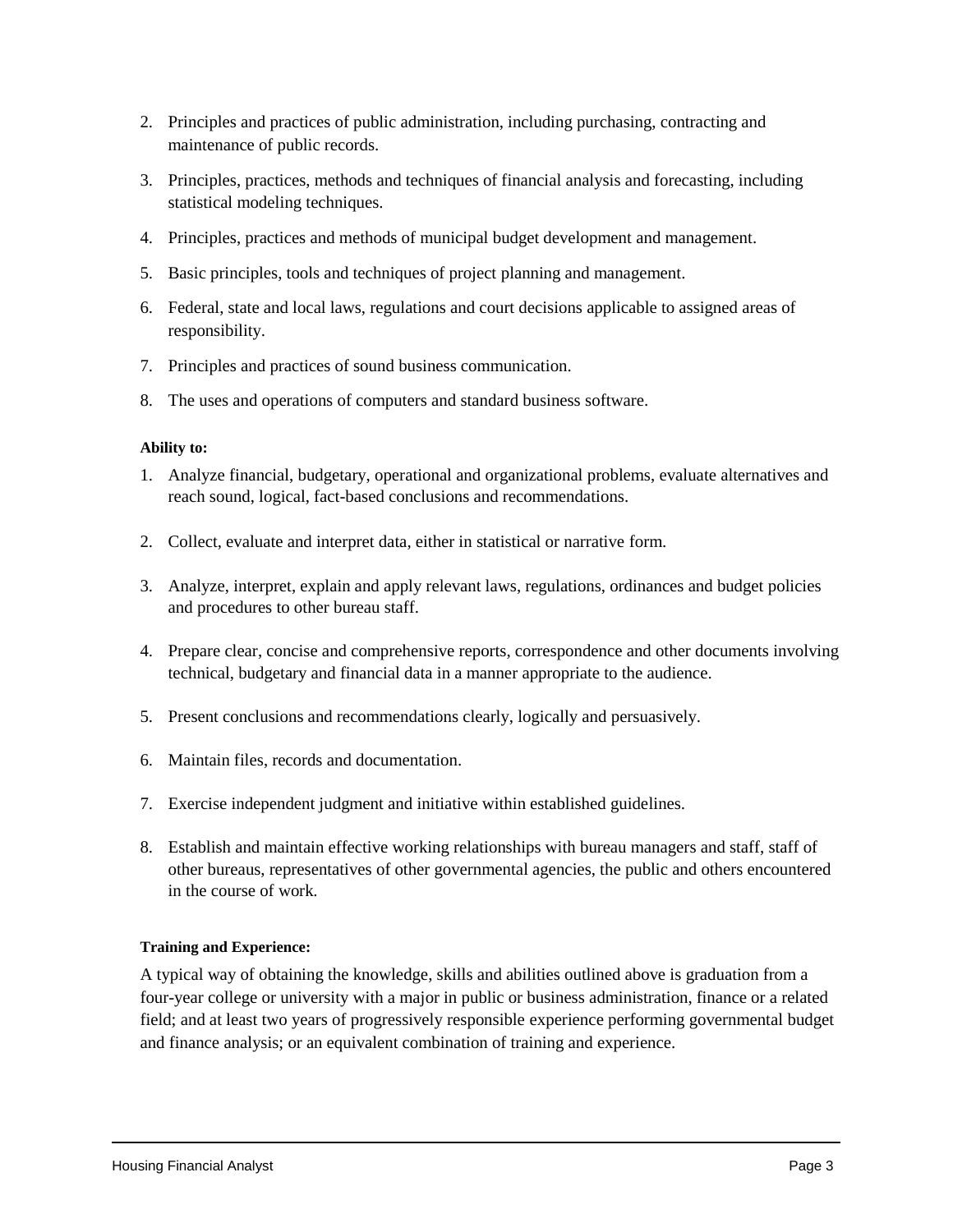2. Principles and practices of public administration, including purchasing, contracting and maintenance of public records.

3. Principles, practices, methods and techniques of financial analysis and forecasting, including statistical modeling techniques.

4. Principles, practices and methods of municipal budget development and management.

5. Basic principles, tools and techniques of project planning and management.

6. Federal, state and local laws, regulations and court decisions applicable to assigned areas of responsibility.

7. Principles and practices of sound business communication.

8. The uses and operations of computers and standard business software.

**Ability to:**

1. Analyze financial, budgetary, operational and organizational problems, evaluate alternatives and reach sound, logical, fact-based conclusions and recommendations.

2. Collect, evaluate and interpret data, either in statistical or narrative form.

3. Analyze, interpret, explain and apply relevant laws, regulations, ordinances and budget policies and procedures to other bureau staff.

4. Prepare clear, concise and comprehensive reports, correspondence and other documents involving technical, budgetary and financial data in a manner appropriate to the audience.

5. Present conclusions and recommendations clearly, logically and persuasively.

6. Maintain files, records and documentation.

7. Exercise independent judgment and initiative within established guidelines.

8. Establish and maintain effective working relationships with bureau managers and staff, staff of other bureaus, representatives of other governmental agencies, the public and others encountered in the course of work.

**Training and Experience:**

A typical way of obtaining the knowledge, skills and abilities outlined above is graduation from a four-year college or university with a major in public or business administration, finance or a related field; and at least two years of progressively responsible experience performing governmental budget and finance analysis; or an equivalent combination of training and experience.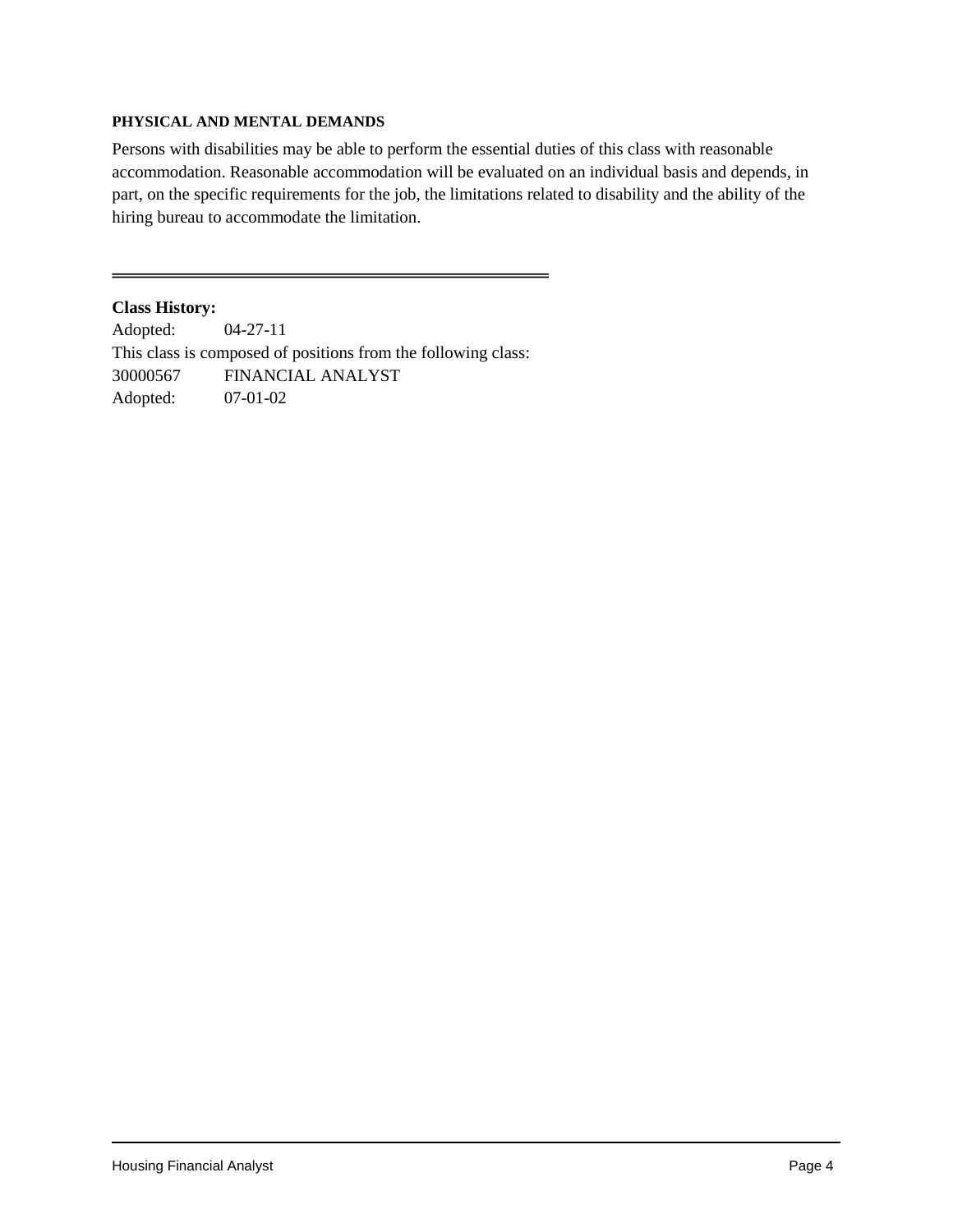#### PHYSICAL AND MENTAL DEMANDS

Persons with disabilities may be able to perform the essential duties of this class with reasonable accommodation. Reasonable accommodation will be evaluated on an individual basis and depends, in part, on the specific requirements for the job, the limitations related to disability and the ability of the hiring bureau to accommodate the limitation.

---

**Class History:**

Adopted: 04-27-11

This class is composed of positions from the following class:

30000567 FINANCIAL ANALYST

Adopted: 07-01-02